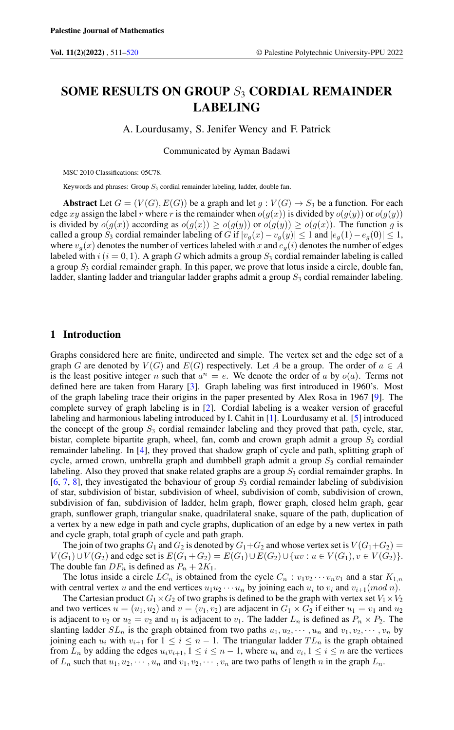# SOME RESULTS ON GROUP $S_3$ CORDIAL REMAINDER LABELING

A. Lourdusamy, S. Jenifer Wency and F. Patrick

Communicated by Ayman Badawi

MSC 2010 Classifications: 05C78.

Keywords and phrases: Group $S_3$ cordial remainder labeling, ladder, double fan.

**Abstract** Let $G = (V(G), E(G))$ be a graph and let $g : V(G) \to S_3$ be a function. For each edge $xy$ assign the label $r$ where $r$ is the remainder when $o(g(x))$ is divided by $o(g(y))$ or $o(g(y))$ is divided by $o(g(x))$ according as $o(g(x)) \geq o(g(y))$ or $o(g(y)) \geq o(g(x))$. The function $g$ is called a group $S_3$ cordial remainder labeling of $G$ if $|v_g(x) - v_g(y)| \leq 1$ and $|e_g(1) - e_g(0)| \leq 1$, where $v_g(x)$ denotes the number of vertices labeled with $x$ and $e_g(i)$ denotes the number of edges labeled with $i$ $(i = 0, 1)$. A graph $G$ which admits a group $S_3$ cordial remainder labeling is called a group $S_3$ cordial remainder graph. In this paper, we prove that lotus inside a circle, double fan, ladder, slanting ladder and triangular ladder graphs admit a group $S_3$ cordial remainder labeling.

## 1 Introduction

Graphs considered here are finite, undirected and simple. The vertex set and the edge set of a graph $G$ are denoted by $V(G)$ and $E(G)$ respectively. Let $A$ be a group. The order of $a \in A$ is the least positive integer $n$ such that $a^n = e$. We denote the order of $a$ by $o(a)$. Terms not defined here are taken from Harary [3]. Graph labeling was first introduced in 1960's. Most of the graph labeling trace their origins in the paper presented by Alex Rosa in 1967 [9]. The complete survey of graph labeling is in [2]. Cordial labeling is a weaker version of graceful labeling and harmonious labeling introduced by I. Cahit in [1]. Lourdusamy et al. [5] introduced the concept of the group $S_3$ cordial remainder labeling and they proved that path, cycle, star, bistar, complete bipartite graph, wheel, fan, comb and crown graph admit a group $S_3$ cordial remainder labeling. In [4], they proved that shadow graph of cycle and path, splitting graph of cycle, armed crown, umbrella graph and dumbbell graph admit a group $S_3$ cordial remainder labeling. Also they proved that snake related graphs are a group $S_3$ cordial remainder graphs. In [6, 7, 8], they investigated the behaviour of group $S_3$ cordial remainder labeling of subdivision of star, subdivision of bistar, subdivision of wheel, subdivision of comb, subdivision of crown, subdivision of fan, subdivision of ladder, helm graph, flower graph, closed helm graph, gear graph, sunflower graph, triangular snake, quadrilateral snake, square of the path, duplication of a vertex by a new edge in path and cycle graphs, duplication of an edge by a new vertex in path and cycle graph, total graph of cycle and path graph.

The join of two graphs $G_1$ and $G_2$ is denoted by $G_1 + G_2$ and whose vertex set is $V(G_1 + G_2) = V(G_1) \cup V(G_2)$ and edge set is $E(G_1 + G_2) = E(G_1) \cup E(G_2) \cup \{uv : u \in V(G_1), v \in V(G_2)\}$. The double fan $DF_n$ is defined as $P_n + 2K_1$.

The lotus inside a circle $LC_n$ is obtained from the cycle $C_n : v_1 v_2 \cdots v_n v_1$ and a star $K_{1,n}$ with central vertex $u$ and the end vertices $u_1 u_2 \cdots u_n$ by joining each $u_i$ to $v_i$ and $v_{i+1} (mod\ n)$.

The Cartesian product $G_1 \times G_2$ of two graphs is defined to be the graph with vertex set $V_1 \times V_2$ and two vertices $u = (u_1, u_2)$ and $v = (v_1, v_2)$ are adjacent in $G_1 \times G_2$ if either $u_1 = v_1$ and $u_2$ is adjacent to $v_2$ or $u_2 = v_2$ and $u_1$ is adjacent to $v_1$. The ladder $L_n$ is defined as $P_n \times P_2$. The slanting ladder $SL_n$ is the graph obtained from two paths $u_1, u_2, \cdots, u_n$ and $v_1, v_2, \cdots, v_n$ by joining each $u_i$ with $v_{i+1}$ for $1 \leq i \leq n - 1$. The triangular ladder $TL_n$ is the graph obtained from $L_n$ by adding the edges $u_i v_{i+1}, 1 \leq i \leq n - 1$, where $u_i$ and $v_i, 1 \leq i \leq n$ are the vertices of $L_n$ such that $u_1, u_2, \cdots, u_n$ and $v_1, v_2, \cdots, v_n$ are two paths of length $n$ in the graph $L_n$.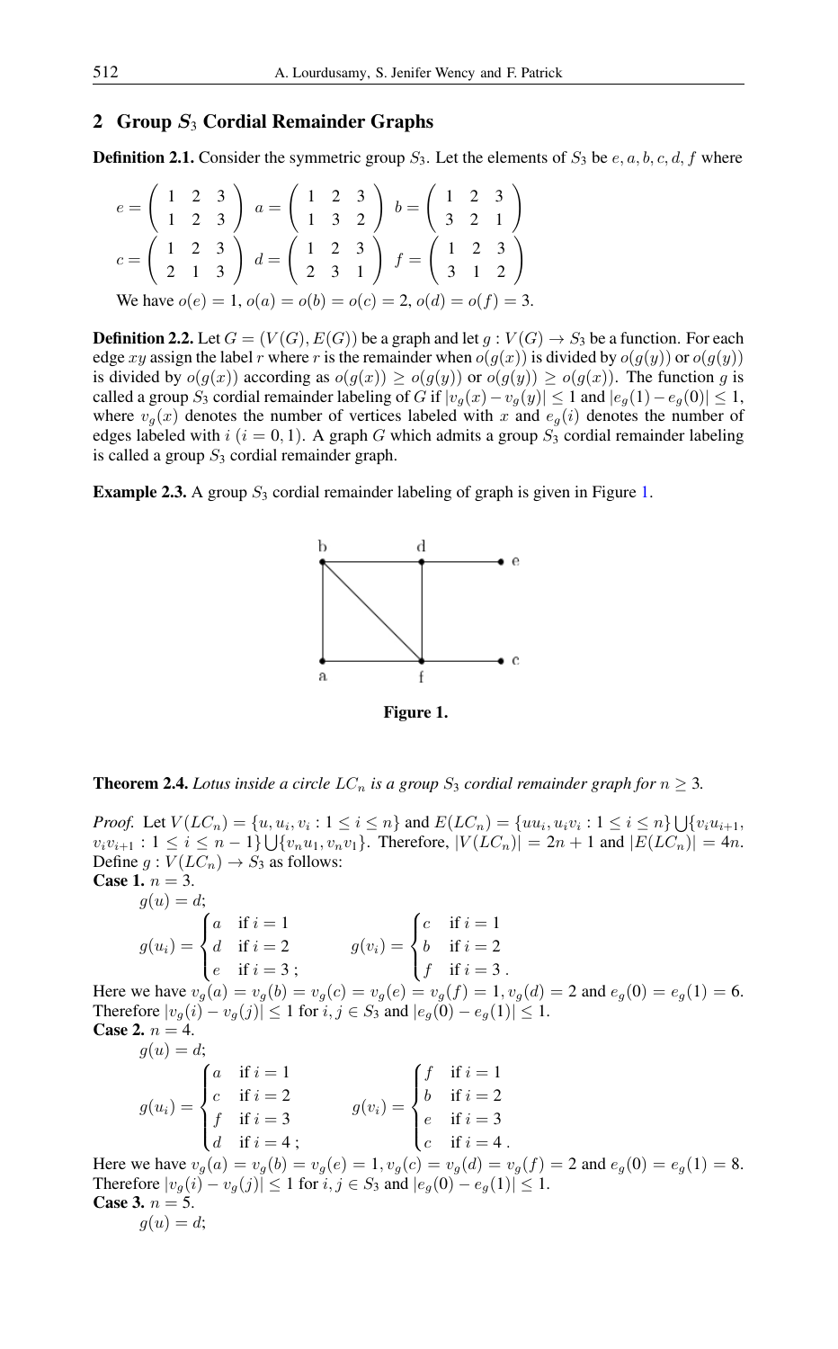## 2 Group $S_3$ Cordial Remainder Graphs

**Definition 2.1.** Consider the symmetric group $S_3$. Let the elements of $S_3$ be $e, a, b, c, d, f$ where

$$e = \begin{pmatrix} 1 & 2 & 3 \\ 1 & 2 & 3 \end{pmatrix} \; a = \begin{pmatrix} 1 & 2 & 3 \\ 1 & 3 & 2 \end{pmatrix} \; b = \begin{pmatrix} 1 & 2 & 3 \\ 3 & 2 & 1 \end{pmatrix}$$

$$c = \begin{pmatrix} 1 & 2 & 3 \\ 2 & 1 & 3 \end{pmatrix} \; d = \begin{pmatrix} 1 & 2 & 3 \\ 2 & 3 & 1 \end{pmatrix} \; f = \begin{pmatrix} 1 & 2 & 3 \\ 3 & 1 & 2 \end{pmatrix}$$

We have $o(e) = 1$, $o(a) = o(b) = o(c) = 2$, $o(d) = o(f) = 3$.

**Definition 2.2.** Let $G = (V(G), E(G))$ be a graph and let $g : V(G) \to S_3$ be a function. For each edge $xy$ assign the label $r$ where $r$ is the remainder when $o(g(x))$ is divided by $o(g(y))$ or $o(g(y))$ is divided by $o(g(x))$ according as $o(g(x)) \geq o(g(y))$ or $o(g(y)) \geq o(g(x))$. The function $g$ is called a group $S_3$ cordial remainder labeling of $G$ if $|v_g(x) - v_g(y)| \leq 1$ and $|e_g(1) - e_g(0)| \leq 1$, where $v_g(x)$ denotes the number of vertices labeled with $x$ and $e_g(i)$ denotes the number of edges labeled with $i$ $(i = 0, 1)$. A graph $G$ which admits a group $S_3$ cordial remainder labeling is called a group $S_3$ cordial remainder graph.

**Example 2.3.** A group $S_3$ cordial remainder labeling of graph is given in Figure 1.

**Figure 1.**

**Theorem 2.4.** *Lotus inside a circle $LC_n$ is a group $S_3$ cordial remainder graph for $n \geq 3$.*

*Proof.* Let $V(LC_n) = \{u, u_i, v_i : 1 \leq i \leq n\}$ and $E(LC_n) = \{uu_i, u_iv_i : 1 \leq i \leq n\} \bigcup \{v_iu_{i+1}, v_iv_{i+1} : 1 \leq i \leq n-1\} \bigcup \{v_nu_1, v_nv_1\}$. Therefore, $|V(LC_n)| = 2n + 1$ and $|E(LC_n)| = 4n$. Define $g : V(LC_n) \to S_3$ as follows:

**Case 1.** $n = 3$.

$g(u) = d$;

$$g(u_i) = \begin{cases} a & \text{if } i = 1 \\ d & \text{if } i = 2 \\ e & \text{if } i = 3\,; \end{cases} \qquad g(v_i) = \begin{cases} c & \text{if } i = 1 \\ b & \text{if } i = 2 \\ f & \text{if } i = 3\,. \end{cases}$$

Here we have $v_g(a) = v_g(b) = v_g(c) = v_g(e) = v_g(f) = 1, v_g(d) = 2$ and $e_g(0) = e_g(1) = 6$. Therefore $|v_g(i) - v_g(j)| \leq 1$ for $i, j \in S_3$ and $|e_g(0) - e_g(1)| \leq 1$.

**Case 2.** $n = 4$.

$g(u) = d$;

$$g(u_i) = \begin{cases} a & \text{if } i = 1 \\ c & \text{if } i = 2 \\ f & \text{if } i = 3 \\ d & \text{if } i = 4\,; \end{cases} \qquad g(v_i) = \begin{cases} f & \text{if } i = 1 \\ b & \text{if } i = 2 \\ e & \text{if } i = 3 \\ c & \text{if } i = 4\,. \end{cases}$$

Here we have $v_g(a) = v_g(b) = v_g(e) = 1, v_g(c) = v_g(d) = v_g(f) = 2$ and $e_g(0) = e_g(1) = 8$. Therefore $|v_g(i) - v_g(j)| \leq 1$ for $i, j \in S_3$ and $|e_g(0) - e_g(1)| \leq 1$.

**Case 3.** $n = 5$.

$g(u) = d$;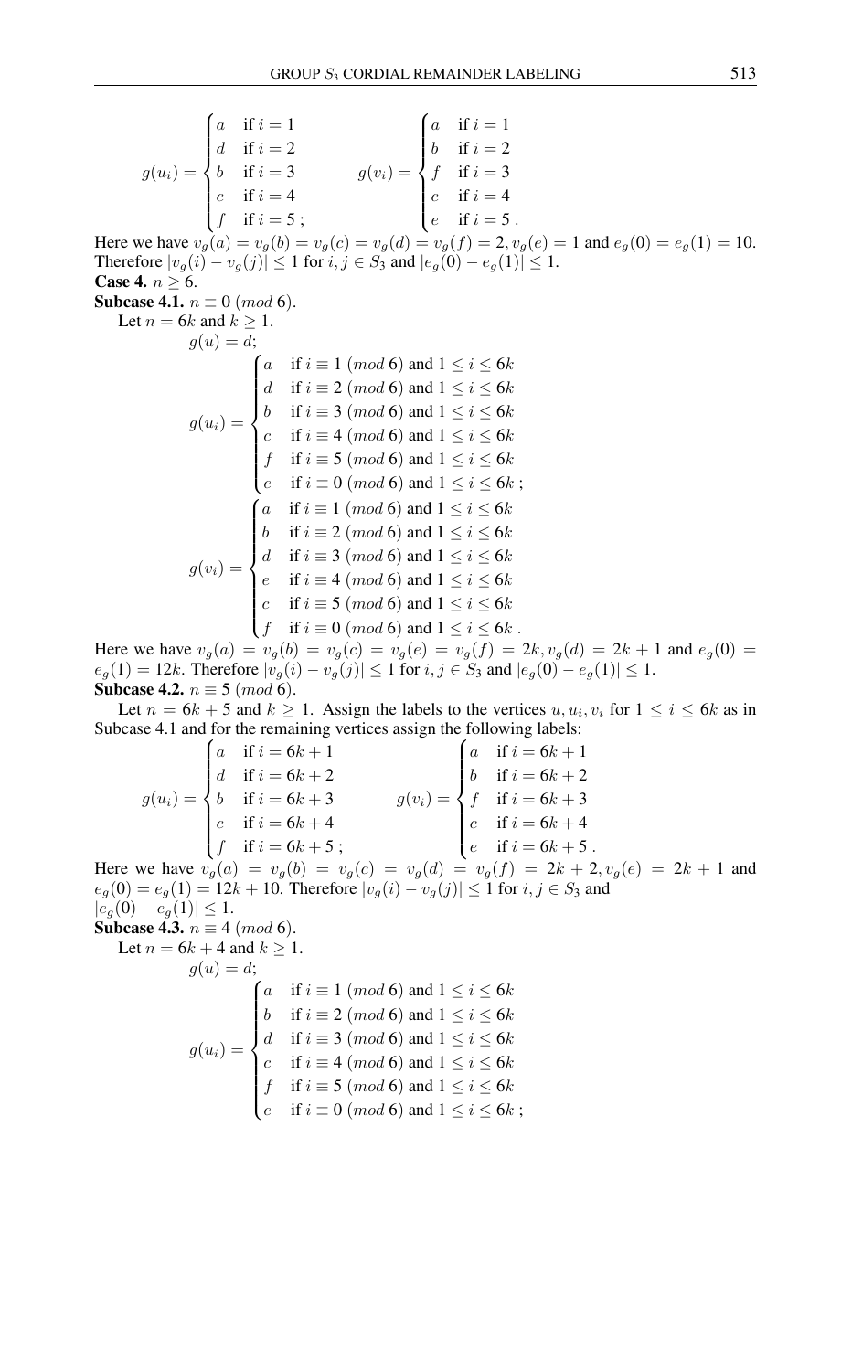$$g(u_i) = \begin{cases} a & \text{if } i = 1 \\ d & \text{if } i = 2 \\ b & \text{if } i = 3 \\ c & \text{if } i = 4 \\ f & \text{if } i = 5\ ; \end{cases} \qquad g(v_i) = \begin{cases} a & \text{if } i = 1 \\ b & \text{if } i = 2 \\ f & \text{if } i = 3 \\ c & \text{if } i = 4 \\ e & \text{if } i = 5\ . \end{cases}$$

Here we have $v_g(a) = v_g(b) = v_g(c) = v_g(d) = v_g(f) = 2, v_g(e) = 1$ and $e_g(0) = e_g(1) = 10$. Therefore $|v_g(i) - v_g(j)| \leq 1$ for $i, j \in S_3$ and $|e_g(0) - e_g(1)| \leq 1$.

**Case 4.** $n \geq 6$.

**Subcase 4.1.** $n \equiv 0\ (mod\ 6)$.

Let $n = 6k$ and $k \geq 1$.

$g(u) = d$;

$$g(u_i) = \begin{cases} a & \text{if } i \equiv 1\ (mod\ 6) \text{ and } 1 \leq i \leq 6k \\ d & \text{if } i \equiv 2\ (mod\ 6) \text{ and } 1 \leq i \leq 6k \\ b & \text{if } i \equiv 3\ (mod\ 6) \text{ and } 1 \leq i \leq 6k \\ c & \text{if } i \equiv 4\ (mod\ 6) \text{ and } 1 \leq i \leq 6k \\ f & \text{if } i \equiv 5\ (mod\ 6) \text{ and } 1 \leq i \leq 6k \\ e & \text{if } i \equiv 0\ (mod\ 6) \text{ and } 1 \leq i \leq 6k\ ; \end{cases}$$

$$g(v_i) = \begin{cases} a & \text{if } i \equiv 1\ (mod\ 6) \text{ and } 1 \leq i \leq 6k \\ b & \text{if } i \equiv 2\ (mod\ 6) \text{ and } 1 \leq i \leq 6k \\ d & \text{if } i \equiv 3\ (mod\ 6) \text{ and } 1 \leq i \leq 6k \\ e & \text{if } i \equiv 4\ (mod\ 6) \text{ and } 1 \leq i \leq 6k \\ c & \text{if } i \equiv 5\ (mod\ 6) \text{ and } 1 \leq i \leq 6k \\ f & \text{if } i \equiv 0\ (mod\ 6) \text{ and } 1 \leq i \leq 6k\ . \end{cases}$$

Here we have $v_g(a) = v_g(b) = v_g(c) = v_g(e) = v_g(f) = 2k, v_g(d) = 2k + 1$ and $e_g(0) = e_g(1) = 12k$. Therefore $|v_g(i) - v_g(j)| \leq 1$ for $i, j \in S_3$ and $|e_g(0) - e_g(1)| \leq 1$.

**Subcase 4.2.** $n \equiv 5\ (mod\ 6)$.

Let $n = 6k + 5$ and $k \geq 1$. Assign the labels to the vertices $u, u_i, v_i$ for $1 \leq i \leq 6k$ as in Subcase 4.1 and for the remaining vertices assign the following labels:

$$g(u_i) = \begin{cases} a & \text{if } i = 6k + 1 \\ d & \text{if } i = 6k + 2 \\ b & \text{if } i = 6k + 3 \\ c & \text{if } i = 6k + 4 \\ f & \text{if } i = 6k + 5\ ; \end{cases} \qquad g(v_i) = \begin{cases} a & \text{if } i = 6k + 1 \\ b & \text{if } i = 6k + 2 \\ f & \text{if } i = 6k + 3 \\ c & \text{if } i = 6k + 4 \\ e & \text{if } i = 6k + 5\ . \end{cases}$$

Here we have $v_g(a) = v_g(b) = v_g(c) = v_g(d) = v_g(f) = 2k + 2, v_g(e) = 2k + 1$ and $e_g(0) = e_g(1) = 12k + 10$. Therefore $|v_g(i) - v_g(j)| \leq 1$ for $i, j \in S_3$ and $|e_g(0) - e_g(1)| \leq 1$.

**Subcase 4.3.** $n \equiv 4\ (mod\ 6)$.

Let $n = 6k + 4$ and $k \geq 1$.

$g(u) = d$;

$$g(u_i) = \begin{cases} a & \text{if } i \equiv 1\ (mod\ 6) \text{ and } 1 \leq i \leq 6k \\ b & \text{if } i \equiv 2\ (mod\ 6) \text{ and } 1 \leq i \leq 6k \\ d & \text{if } i \equiv 3\ (mod\ 6) \text{ and } 1 \leq i \leq 6k \\ c & \text{if } i \equiv 4\ (mod\ 6) \text{ and } 1 \leq i \leq 6k \\ f & \text{if } i \equiv 5\ (mod\ 6) \text{ and } 1 \leq i \leq 6k \\ e & \text{if } i \equiv 0\ (mod\ 6) \text{ and } 1 \leq i \leq 6k\ ; \end{cases}$$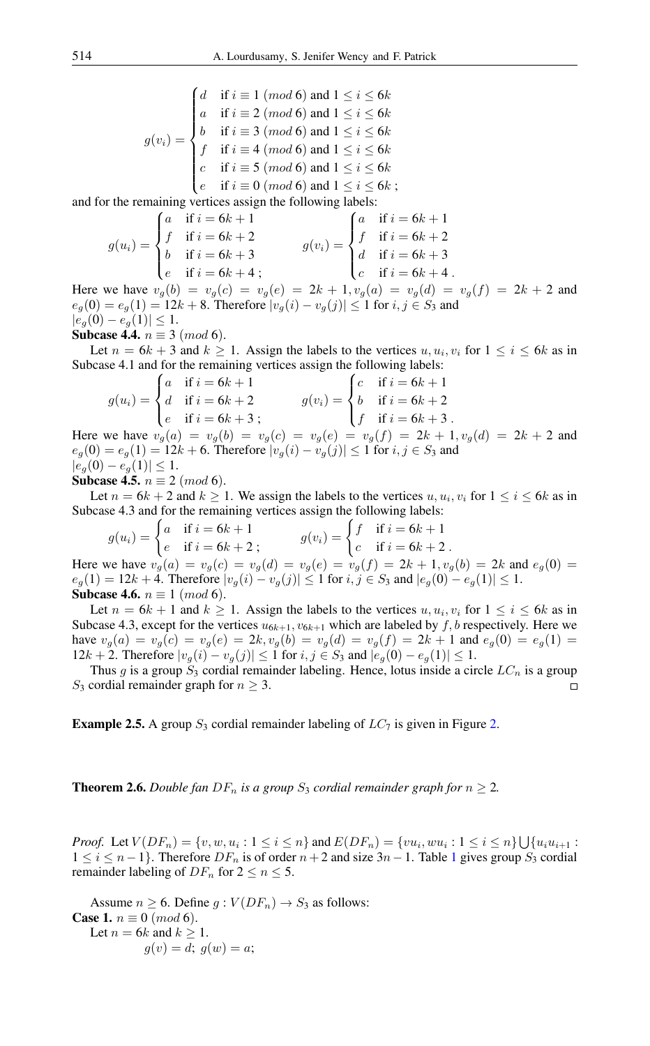$$g(v_i) = \begin{cases} d & \text{if } i \equiv 1 \ (mod\ 6) \text{ and } 1 \leq i \leq 6k \\ a & \text{if } i \equiv 2 \ (mod\ 6) \text{ and } 1 \leq i \leq 6k \\ b & \text{if } i \equiv 3 \ (mod\ 6) \text{ and } 1 \leq i \leq 6k \\ f & \text{if } i \equiv 4 \ (mod\ 6) \text{ and } 1 \leq i \leq 6k \\ c & \text{if } i \equiv 5 \ (mod\ 6) \text{ and } 1 \leq i \leq 6k \\ e & \text{if } i \equiv 0 \ (mod\ 6) \text{ and } 1 \leq i \leq 6k\ ; \end{cases}$$

and for the remaining vertices assign the following labels:

$$g(u_i) = \begin{cases} a & \text{if } i = 6k+1 \\ f & \text{if } i = 6k+2 \\ b & \text{if } i = 6k+3 \\ e & \text{if } i = 6k+4\ ; \end{cases} \qquad g(v_i) = \begin{cases} a & \text{if } i = 6k+1 \\ f & \text{if } i = 6k+2 \\ d & \text{if } i = 6k+3 \\ c & \text{if } i = 6k+4\ . \end{cases}$$

Here we have $v_g(b) = v_g(c) = v_g(e) = 2k+1, v_g(a) = v_g(d) = v_g(f) = 2k+2$ and $e_g(0) = e_g(1) = 12k+8$. Therefore $|v_g(i) - v_g(j)| \leq 1$ for $i, j \in S_3$ and $|e_g(0) - e_g(1)| \leq 1$.

**Subcase 4.4.** $n \equiv 3\ (mod\ 6)$.

Let $n = 6k+3$ and $k \geq 1$. Assign the labels to the vertices $u, u_i, v_i$ for $1 \leq i \leq 6k$ as in Subcase 4.1 and for the remaining vertices assign the following labels:

$$g(u_i) = \begin{cases} a & \text{if } i = 6k+1 \\ d & \text{if } i = 6k+2 \\ e & \text{if } i = 6k+3\ ; \end{cases} \qquad g(v_i) = \begin{cases} c & \text{if } i = 6k+1 \\ b & \text{if } i = 6k+2 \\ f & \text{if } i = 6k+3\ . \end{cases}$$

Here we have $v_g(a) = v_g(b) = v_g(c) = v_g(e) = v_g(f) = 2k+1, v_g(d) = 2k+2$ and $e_g(0) = e_g(1) = 12k+6$. Therefore $|v_g(i) - v_g(j)| \leq 1$ for $i, j \in S_3$ and $|e_g(0) - e_g(1)| \leq 1$.

**Subcase 4.5.** $n \equiv 2\ (mod\ 6)$.

Let $n = 6k+2$ and $k \geq 1$. We assign the labels to the vertices $u, u_i, v_i$ for $1 \leq i \leq 6k$ as in Subcase 4.3 and for the remaining vertices assign the following labels:

$$g(u_i) = \begin{cases} a & \text{if } i = 6k+1 \\ e & \text{if } i = 6k+2\ ; \end{cases} \qquad g(v_i) = \begin{cases} f & \text{if } i = 6k+1 \\ c & \text{if } i = 6k+2\ . \end{cases}$$

Here we have $v_g(a) = v_g(c) = v_g(d) = v_g(e) = v_g(f) = 2k+1, v_g(b) = 2k$ and $e_g(0) = e_g(1) = 12k+4$. Therefore $|v_g(i) - v_g(j)| \leq 1$ for $i, j \in S_3$ and $|e_g(0) - e_g(1)| \leq 1$.

**Subcase 4.6.** $n \equiv 1\ (mod\ 6)$.

Let $n = 6k+1$ and $k \geq 1$. Assign the labels to the vertices $u, u_i, v_i$ for $1 \leq i \leq 6k$ as in Subcase 4.3, except for the vertices $u_{6k+1}, v_{6k+1}$ which are labeled by $f, b$ respectively. Here we have $v_g(a) = v_g(c) = v_g(e) = 2k, v_g(b) = v_g(d) = v_g(f) = 2k+1$ and $e_g(0) = e_g(1) = 12k+2$. Therefore $|v_g(i) - v_g(j)| \leq 1$ for $i, j \in S_3$ and $|e_g(0) - e_g(1)| \leq 1$.

Thus $g$ is a group $S_3$ cordial remainder labeling. Hence, lotus inside a circle $LC_n$ is a group $S_3$ cordial remainder graph for $n \geq 3$. □

**Example 2.5.** A group $S_3$ cordial remainder labeling of $LC_7$ is given in Figure 2.

**Theorem 2.6.** *Double fan $DF_n$ is a group $S_3$ cordial remainder graph for $n \geq 2$.*

*Proof.* Let $V(DF_n) = \{v, w, u_i : 1 \leq i \leq n\}$ and $E(DF_n) = \{vu_i, wu_i : 1 \leq i \leq n\} \bigcup \{u_i u_{i+1} : 1 \leq i \leq n-1\}$. Therefore $DF_n$ is of order $n+2$ and size $3n-1$. Table 1 gives group $S_3$ cordial remainder labeling of $DF_n$ for $2 \leq n \leq 5$.

Assume $n \geq 6$. Define $g : V(DF_n) \to S_3$ as follows:

**Case 1.** $n \equiv 0\ (mod\ 6)$.

Let $n = 6k$ and $k \geq 1$.

$g(v) = d;\ g(w) = a;$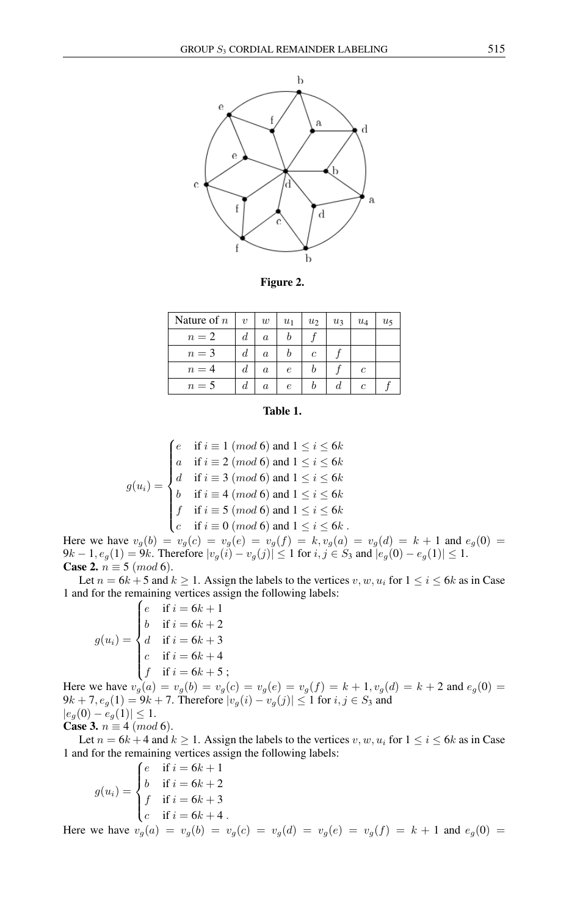**Figure 2.**

| Nature of $n$ | $v$ | $w$ | $u_1$ | $u_2$ | $u_3$ | $u_4$ | $u_5$ |
|---|---|---|---|---|---|---|---|
| $n = 2$ | $d$ | $a$ | $b$ | $f$ | | | |
| $n = 3$ | $d$ | $a$ | $b$ | $c$ | $f$ | | |
| $n = 4$ | $d$ | $a$ | $e$ | $b$ | $f$ | $c$ | |
| $n = 5$ | $d$ | $a$ | $e$ | $b$ | $d$ | $c$ | $f$ |

**Table 1.**

$$g(u_i) = \begin{cases} e & \text{if } i \equiv 1 \ (mod\ 6) \text{ and } 1 \leq i \leq 6k \\ a & \text{if } i \equiv 2 \ (mod\ 6) \text{ and } 1 \leq i \leq 6k \\ d & \text{if } i \equiv 3 \ (mod\ 6) \text{ and } 1 \leq i \leq 6k \\ b & \text{if } i \equiv 4 \ (mod\ 6) \text{ and } 1 \leq i \leq 6k \\ f & \text{if } i \equiv 5 \ (mod\ 6) \text{ and } 1 \leq i \leq 6k \\ c & \text{if } i \equiv 0 \ (mod\ 6) \text{ and } 1 \leq i \leq 6k \ . \end{cases}$$

Here we have $v_g(b) = v_g(c) = v_g(e) = v_g(f) = k, v_g(a) = v_g(d) = k+1$ and $e_g(0) = 9k-1, e_g(1) = 9k$. Therefore $|v_g(i) - v_g(j)| \leq 1$ for $i, j \in S_3$ and $|e_g(0) - e_g(1)| \leq 1$.

**Case 2.** $n \equiv 5 \ (mod\ 6)$.

Let $n = 6k+5$ and $k \geq 1$. Assign the labels to the vertices $v, w, u_i$ for $1 \leq i \leq 6k$ as in Case 1 and for the remaining vertices assign the following labels:

$$g(u_i) = \begin{cases} e & \text{if } i = 6k+1 \\ b & \text{if } i = 6k+2 \\ d & \text{if } i = 6k+3 \\ c & \text{if } i = 6k+4 \\ f & \text{if } i = 6k+5 \ ; \end{cases}$$

Here we have $v_g(a) = v_g(b) = v_g(c) = v_g(e) = v_g(f) = k+1, v_g(d) = k+2$ and $e_g(0) = 9k+7, e_g(1) = 9k+7$. Therefore $|v_g(i) - v_g(j)| \leq 1$ for $i, j \in S_3$ and $|e_g(0) - e_g(1)| \leq 1$.

**Case 3.** $n \equiv 4 \ (mod\ 6)$.

Let $n = 6k+4$ and $k \geq 1$. Assign the labels to the vertices $v, w, u_i$ for $1 \leq i \leq 6k$ as in Case 1 and for the remaining vertices assign the following labels:

$$g(u_i) = \begin{cases} e & \text{if } i = 6k+1 \\ b & \text{if } i = 6k+2 \\ f & \text{if } i = 6k+3 \\ c & \text{if } i = 6k+4 \ . \end{cases}$$

Here we have $v_g(a) = v_g(b) = v_g(c) = v_g(d) = v_g(e) = v_g(f) = k+1$ and $e_g(0) =$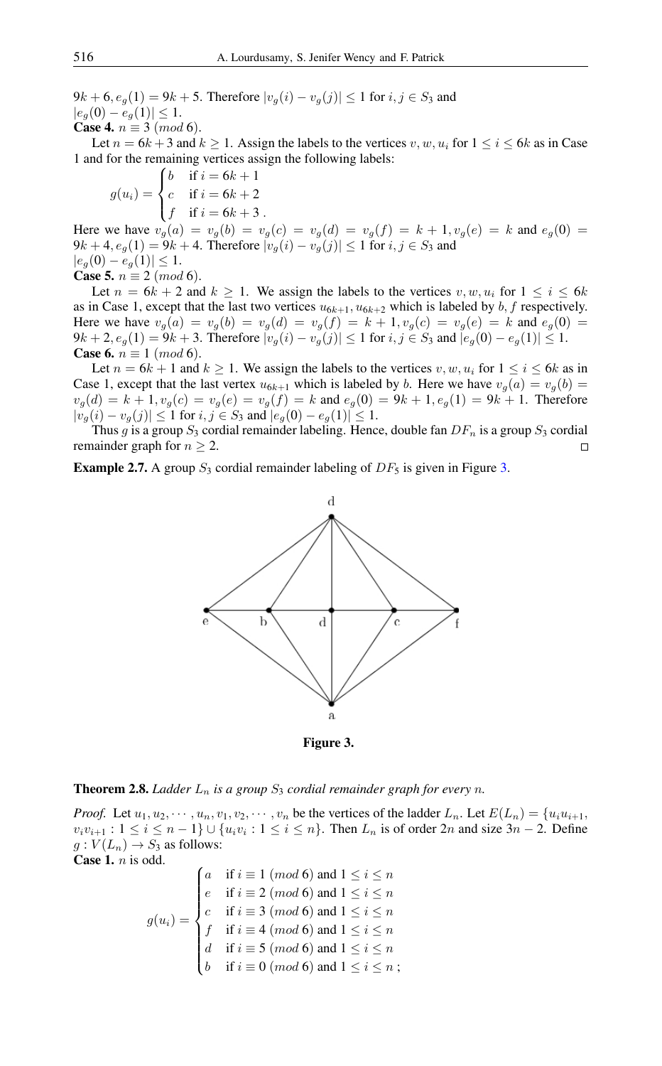$9k+6, e_g(1) = 9k+5$. Therefore $|v_g(i) - v_g(j)| \leq 1$ for $i, j \in S_3$ and $|e_g(0) - e_g(1)| \leq 1$.

**Case 4.** $n \equiv 3 \ (mod\ 6)$.

Let $n = 6k+3$ and $k \geq 1$. Assign the labels to the vertices $v, w, u_i$ for $1 \leq i \leq 6k$ as in Case 1 and for the remaining vertices assign the following labels:

$$g(u_i) = \begin{cases} b & \text{if } i = 6k+1 \\ c & \text{if } i = 6k+2 \\ f & \text{if } i = 6k+3\,. \end{cases}$$

Here we have $v_g(a) = v_g(b) = v_g(c) = v_g(d) = v_g(f) = k+1, v_g(e) = k$ and $e_g(0) = 9k+4, e_g(1) = 9k+4$. Therefore $|v_g(i) - v_g(j)| \leq 1$ for $i, j \in S_3$ and $|e_g(0) - e_g(1)| \leq 1$.

**Case 5.** $n \equiv 2 \ (mod\ 6)$.

Let $n = 6k+2$ and $k \geq 1$. We assign the labels to the vertices $v, w, u_i$ for $1 \leq i \leq 6k$ as in Case 1, except that the last two vertices $u_{6k+1}, u_{6k+2}$ which is labeled by $b, f$ respectively. Here we have $v_g(a) = v_g(b) = v_g(d) = v_g(f) = k+1, v_g(c) = v_g(e) = k$ and $e_g(0) = 9k+2, e_g(1) = 9k+3$. Therefore $|v_g(i) - v_g(j)| \leq 1$ for $i, j \in S_3$ and $|e_g(0) - e_g(1)| \leq 1$.

**Case 6.** $n \equiv 1 \ (mod\ 6)$.

Let $n = 6k+1$ and $k \geq 1$. We assign the labels to the vertices $v, w, u_i$ for $1 \leq i \leq 6k$ as in Case 1, except that the last vertex $u_{6k+1}$ which is labeled by $b$. Here we have $v_g(a) = v_g(b) = v_g(d) = k+1, v_g(c) = v_g(e) = v_g(f) = k$ and $e_g(0) = 9k+1, e_g(1) = 9k+1$. Therefore $|v_g(i) - v_g(j)| \leq 1$ for $i, j \in S_3$ and $|e_g(0) - e_g(1)| \leq 1$.

Thus $g$ is a group $S_3$ cordial remainder labeling. Hence, double fan $DF_n$ is a group $S_3$ cordial remainder graph for $n \geq 2$. □

**Example 2.7.** A group $S_3$ cordial remainder labeling of $DF_5$ is given in Figure 3.

**Figure 3.**

**Theorem 2.8.** *Ladder $L_n$ is a group $S_3$ cordial remainder graph for every $n$.*

*Proof.* Let $u_1, u_2, \cdots, u_n, v_1, v_2, \cdots, v_n$ be the vertices of the ladder $L_n$. Let $E(L_n) = \{u_iu_{i+1}, v_iv_{i+1} : 1 \leq i \leq n-1\} \cup \{u_iv_i : 1 \leq i \leq n\}$. Then $L_n$ is of order $2n$ and size $3n-2$. Define $g : V(L_n) \to S_3$ as follows:

**Case 1.** $n$ is odd.

$$g(u_i) = \begin{cases} a & \text{if } i \equiv 1 \ (mod\ 6) \text{ and } 1 \leq i \leq n \\ e & \text{if } i \equiv 2 \ (mod\ 6) \text{ and } 1 \leq i \leq n \\ c & \text{if } i \equiv 3 \ (mod\ 6) \text{ and } 1 \leq i \leq n \\ f & \text{if } i \equiv 4 \ (mod\ 6) \text{ and } 1 \leq i \leq n \\ d & \text{if } i \equiv 5 \ (mod\ 6) \text{ and } 1 \leq i \leq n \\ b & \text{if } i \equiv 0 \ (mod\ 6) \text{ and } 1 \leq i \leq n\,; \end{cases}$$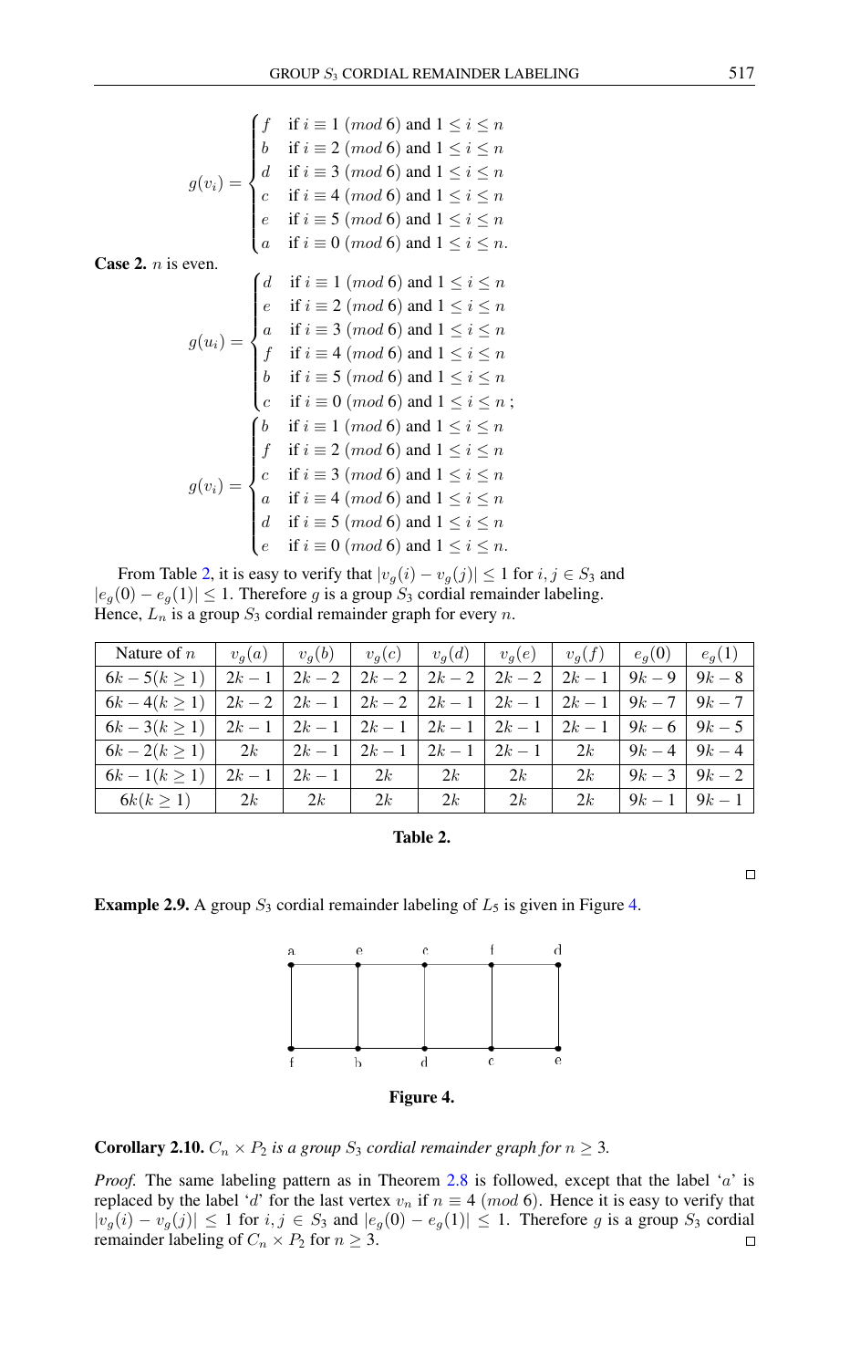$$g(v_i) = \begin{cases} f & \text{if } i \equiv 1 \ (mod\ 6) \text{ and } 1 \leq i \leq n \\ b & \text{if } i \equiv 2 \ (mod\ 6) \text{ and } 1 \leq i \leq n \\ d & \text{if } i \equiv 3 \ (mod\ 6) \text{ and } 1 \leq i \leq n \\ c & \text{if } i \equiv 4 \ (mod\ 6) \text{ and } 1 \leq i \leq n \\ e & \text{if } i \equiv 5 \ (mod\ 6) \text{ and } 1 \leq i \leq n \\ a & \text{if } i \equiv 0 \ (mod\ 6) \text{ and } 1 \leq i \leq n. \end{cases}$$

**Case 2.** $n$ is even.

$$g(u_i) = \begin{cases} d & \text{if } i \equiv 1 \ (mod\ 6) \text{ and } 1 \leq i \leq n \\ e & \text{if } i \equiv 2 \ (mod\ 6) \text{ and } 1 \leq i \leq n \\ a & \text{if } i \equiv 3 \ (mod\ 6) \text{ and } 1 \leq i \leq n \\ f & \text{if } i \equiv 4 \ (mod\ 6) \text{ and } 1 \leq i \leq n \\ b & \text{if } i \equiv 5 \ (mod\ 6) \text{ and } 1 \leq i \leq n \\ c & \text{if } i \equiv 0 \ (mod\ 6) \text{ and } 1 \leq i \leq n\ ; \end{cases}$$

$$g(v_i) = \begin{cases} b & \text{if } i \equiv 1 \ (mod\ 6) \text{ and } 1 \leq i \leq n \\ f & \text{if } i \equiv 2 \ (mod\ 6) \text{ and } 1 \leq i \leq n \\ c & \text{if } i \equiv 3 \ (mod\ 6) \text{ and } 1 \leq i \leq n \\ a & \text{if } i \equiv 4 \ (mod\ 6) \text{ and } 1 \leq i \leq n \\ d & \text{if } i \equiv 5 \ (mod\ 6) \text{ and } 1 \leq i \leq n \\ e & \text{if } i \equiv 0 \ (mod\ 6) \text{ and } 1 \leq i \leq n. \end{cases}$$

From Table 2, it is easy to verify that $|v_g(i) - v_g(j)| \leq 1$ for $i, j \in S_3$ and $|e_g(0) - e_g(1)| \leq 1$. Therefore $g$ is a group $S_3$ cordial remainder labeling. Hence, $L_n$ is a group $S_3$ cordial remainder graph for every $n$.

| Nature of $n$ | $v_g(a)$ | $v_g(b)$ | $v_g(c)$ | $v_g(d)$ | $v_g(e)$ | $v_g(f)$ | $e_g(0)$ | $e_g(1)$ |
|---|---|---|---|---|---|---|---|---|
| $6k-5(k \geq 1)$ | $2k-1$ | $2k-2$ | $2k-2$ | $2k-2$ | $2k-2$ | $2k-1$ | $9k-9$ | $9k-8$ |
| $6k-4(k \geq 1)$ | $2k-2$ | $2k-1$ | $2k-2$ | $2k-1$ | $2k-1$ | $2k-1$ | $9k-7$ | $9k-7$ |
| $6k-3(k \geq 1)$ | $2k-1$ | $2k-1$ | $2k-1$ | $2k-1$ | $2k-1$ | $2k-1$ | $9k-6$ | $9k-5$ |
| $6k-2(k \geq 1)$ | $2k$ | $2k-1$ | $2k-1$ | $2k-1$ | $2k-1$ | $2k$ | $9k-4$ | $9k-4$ |
| $6k-1(k \geq 1)$ | $2k-1$ | $2k-1$ | $2k$ | $2k$ | $2k$ | $2k$ | $9k-3$ | $9k-2$ |
| $6k(k \geq 1)$ | $2k$ | $2k$ | $2k$ | $2k$ | $2k$ | $2k$ | $9k-1$ | $9k-1$ |

**Table 2.**

∎

**Example 2.9.** A group $S_3$ cordial remainder labeling of $L_5$ is given in Figure 4.

**Figure 4.**

**Corollary 2.10.** *$C_n \times P_2$ is a group $S_3$ cordial remainder graph for $n \geq 3$.*

*Proof.* The same labeling pattern as in Theorem 2.8 is followed, except that the label '$a$' is replaced by the label '$d$' for the last vertex $v_n$ if $n \equiv 4\ (mod\ 6)$. Hence it is easy to verify that $|v_g(i) - v_g(j)| \leq 1$ for $i, j \in S_3$ and $|e_g(0) - e_g(1)| \leq 1$. Therefore $g$ is a group $S_3$ cordial remainder labeling of $C_n \times P_2$ for $n \geq 3$. ∎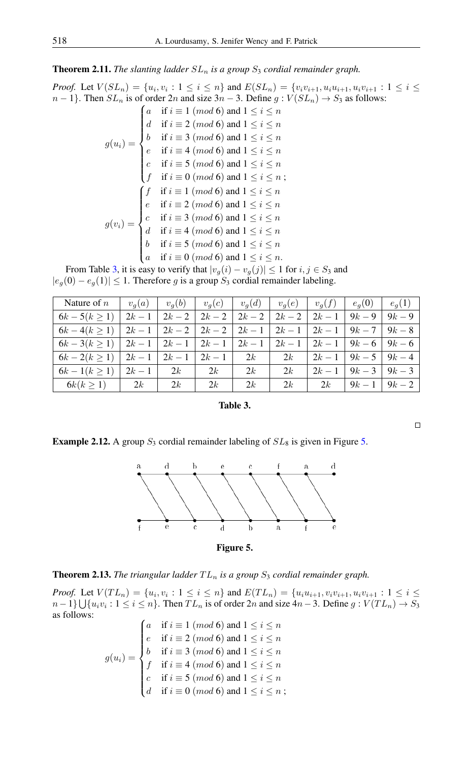**Theorem 2.11.** *The slanting ladder $SL_n$ is a group $S_3$ cordial remainder graph.*

*Proof.* Let $V(SL_n) = \{u_i, v_i : 1 \leq i \leq n\}$ and $E(SL_n) = \{v_iv_{i+1}, u_iu_{i+1}, u_iv_{i+1} : 1 \leq i \leq n-1\}$. Then $SL_n$ is of order $2n$ and size $3n-3$. Define $g : V(SL_n) \to S_3$ as follows:

$$g(u_i) = \begin{cases} a & \text{if } i \equiv 1 \ (mod\ 6) \text{ and } 1 \leq i \leq n \\ d & \text{if } i \equiv 2 \ (mod\ 6) \text{ and } 1 \leq i \leq n \\ b & \text{if } i \equiv 3 \ (mod\ 6) \text{ and } 1 \leq i \leq n \\ e & \text{if } i \equiv 4 \ (mod\ 6) \text{ and } 1 \leq i \leq n \\ c & \text{if } i \equiv 5 \ (mod\ 6) \text{ and } 1 \leq i \leq n \\ f & \text{if } i \equiv 0 \ (mod\ 6) \text{ and } 1 \leq i \leq n\ ; \end{cases}$$

$$g(v_i) = \begin{cases} f & \text{if } i \equiv 1 \ (mod\ 6) \text{ and } 1 \leq i \leq n \\ e & \text{if } i \equiv 2 \ (mod\ 6) \text{ and } 1 \leq i \leq n \\ c & \text{if } i \equiv 3 \ (mod\ 6) \text{ and } 1 \leq i \leq n \\ d & \text{if } i \equiv 4 \ (mod\ 6) \text{ and } 1 \leq i \leq n \\ b & \text{if } i \equiv 5 \ (mod\ 6) \text{ and } 1 \leq i \leq n \\ a & \text{if } i \equiv 0 \ (mod\ 6) \text{ and } 1 \leq i \leq n. \end{cases}$$

From Table 3, it is easy to verify that $|v_g(i) - v_g(j)| \leq 1$ for $i, j \in S_3$ and $|e_g(0) - e_g(1)| \leq 1$. Therefore $g$ is a group $S_3$ cordial remainder labeling.

| Nature of $n$ | $v_g(a)$ | $v_g(b)$ | $v_g(c)$ | $v_g(d)$ | $v_g(e)$ | $v_g(f)$ | $e_g(0)$ | $e_g(1)$ |
|---|---|---|---|---|---|---|---|---|
| $6k-5 (k \geq 1)$ | $2k-1$ | $2k-2$ | $2k-2$ | $2k-2$ | $2k-2$ | $2k-1$ | $9k-9$ | $9k-9$ |
| $6k-4 (k \geq 1)$ | $2k-1$ | $2k-2$ | $2k-2$ | $2k-1$ | $2k-1$ | $2k-1$ | $9k-7$ | $9k-8$ |
| $6k-3 (k \geq 1)$ | $2k-1$ | $2k-1$ | $2k-1$ | $2k-1$ | $2k-1$ | $2k-1$ | $9k-6$ | $9k-6$ |
| $6k-2 (k \geq 1)$ | $2k-1$ | $2k-1$ | $2k-1$ | $2k$ | $2k$ | $2k-1$ | $9k-5$ | $9k-4$ |
| $6k-1 (k \geq 1)$ | $2k-1$ | $2k$ | $2k$ | $2k$ | $2k$ | $2k-1$ | $9k-3$ | $9k-3$ |
| $6k (k \geq 1)$ | $2k$ | $2k$ | $2k$ | $2k$ | $2k$ | $2k$ | $9k-1$ | $9k-2$ |

**Table 3.**

□

**Example 2.12.** A group $S_3$ cordial remainder labeling of $SL_8$ is given in Figure 5.

**Figure 5.**

**Theorem 2.13.** *The triangular ladder $TL_n$ is a group $S_3$ cordial remainder graph.*

*Proof.* Let $V(TL_n) = \{u_i, v_i : 1 \leq i \leq n\}$ and $E(TL_n) = \{u_iu_{i+1}, v_iv_{i+1}, u_iv_{i+1} : 1 \leq i \leq n-1\} \bigcup \{u_iv_i : 1 \leq i \leq n\}$. Then $TL_n$ is of order $2n$ and size $4n-3$. Define $g : V(TL_n) \to S_3$ as follows:

$$g(u_i) = \begin{cases} a & \text{if } i \equiv 1 \ (mod\ 6) \text{ and } 1 \leq i \leq n \\ e & \text{if } i \equiv 2 \ (mod\ 6) \text{ and } 1 \leq i \leq n \\ b & \text{if } i \equiv 3 \ (mod\ 6) \text{ and } 1 \leq i \leq n \\ f & \text{if } i \equiv 4 \ (mod\ 6) \text{ and } 1 \leq i \leq n \\ c & \text{if } i \equiv 5 \ (mod\ 6) \text{ and } 1 \leq i \leq n \\ d & \text{if } i \equiv 0 \ (mod\ 6) \text{ and } 1 \leq i \leq n\ ; \end{cases}$$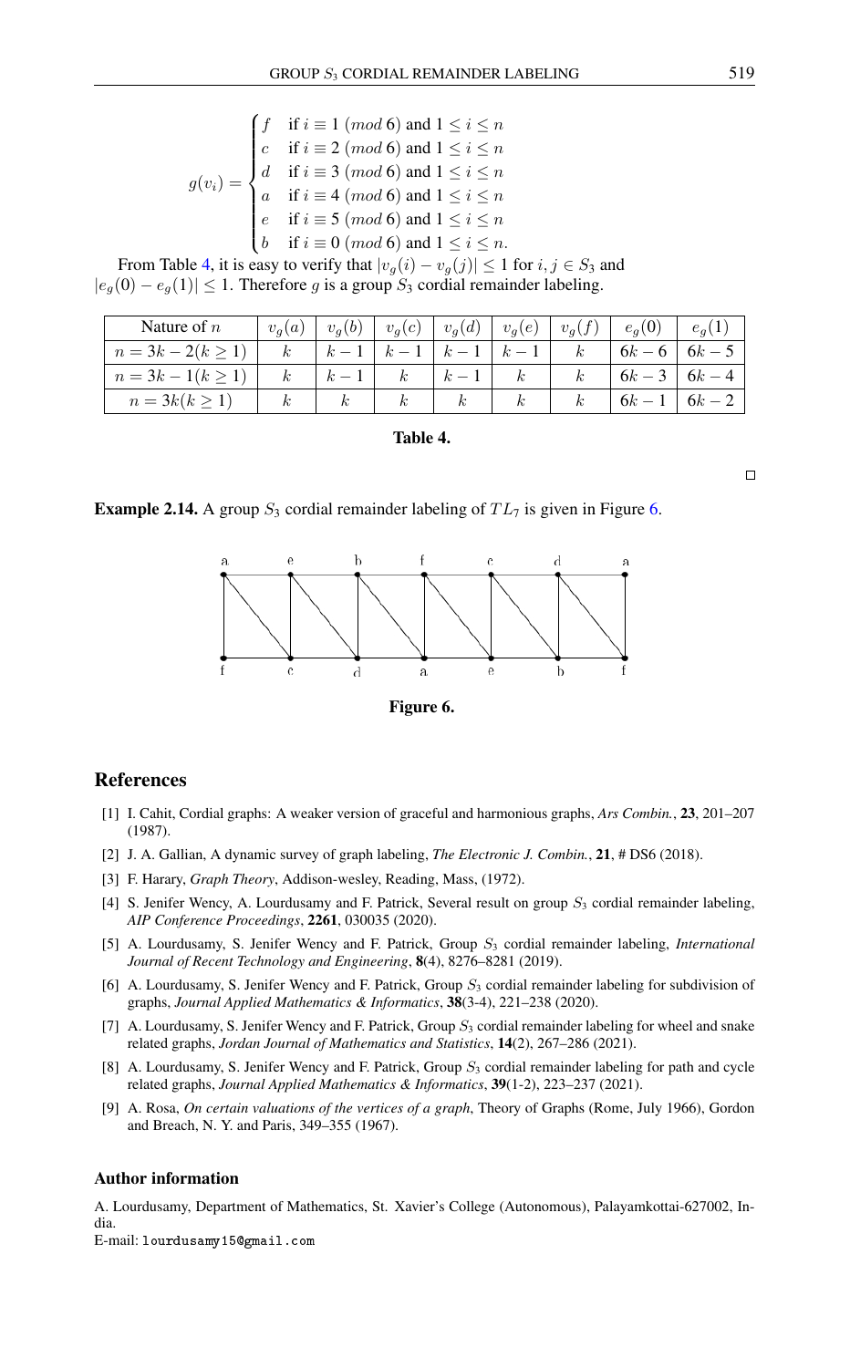$$g(v_i) = \begin{cases} f & \text{if } i \equiv 1 \ (mod\ 6) \text{ and } 1 \leq i \leq n \\ c & \text{if } i \equiv 2 \ (mod\ 6) \text{ and } 1 \leq i \leq n \\ d & \text{if } i \equiv 3 \ (mod\ 6) \text{ and } 1 \leq i \leq n \\ a & \text{if } i \equiv 4 \ (mod\ 6) \text{ and } 1 \leq i \leq n \\ e & \text{if } i \equiv 5 \ (mod\ 6) \text{ and } 1 \leq i \leq n \\ b & \text{if } i \equiv 0 \ (mod\ 6) \text{ and } 1 \leq i \leq n. \end{cases}$$

From Table 4, it is easy to verify that $|v_g(i) - v_g(j)| \leq 1$ for $i, j \in S_3$ and $|e_g(0) - e_g(1)| \leq 1$. Therefore $g$ is a group $S_3$ cordial remainder labeling.

| Nature of $n$ | $v_g(a)$ | $v_g(b)$ | $v_g(c)$ | $v_g(d)$ | $v_g(e)$ | $v_g(f)$ | $e_g(0)$ | $e_g(1)$ |
|---|---|---|---|---|---|---|---|---|
| $n = 3k-2 (k \geq 1)$ | $k$ | $k-1$ | $k-1$ | $k-1$ | $k-1$ | $k$ | $6k-6$ | $6k-5$ |
| $n = 3k-1 (k \geq 1)$ | $k$ | $k-1$ | $k$ | $k-1$ | $k$ | $k$ | $6k-3$ | $6k-4$ |
| $n = 3k (k \geq 1)$ | $k$ | $k$ | $k$ | $k$ | $k$ | $k$ | $6k-1$ | $6k-2$ |

**Table 4.**

□

**Example 2.14.** A group $S_3$ cordial remainder labeling of $TL_7$ is given in Figure 6.

**Figure 6.**

## References

[1] I. Cahit, Cordial graphs: A weaker version of graceful and harmonious graphs, *Ars Combin.*, **23**, 201–207 (1987).

[2] J. A. Gallian, A dynamic survey of graph labeling, *The Electronic J. Combin.*, **21**, # DS6 (2018).

[3] F. Harary, *Graph Theory*, Addison-wesley, Reading, Mass, (1972).

[4] S. Jenifer Wency, A. Lourdusamy and F. Patrick, Several result on group $S_3$ cordial remainder labeling, *AIP Conference Proceedings*, **2261**, 030035 (2020).

[5] A. Lourdusamy, S. Jenifer Wency and F. Patrick, Group $S_3$ cordial remainder labeling, *International Journal of Recent Technology and Engineering*, **8**(4), 8276–8281 (2019).

[6] A. Lourdusamy, S. Jenifer Wency and F. Patrick, Group $S_3$ cordial remainder labeling for subdivision of graphs, *Journal Applied Mathematics & Informatics*, **38**(3-4), 221–238 (2020).

[7] A. Lourdusamy, S. Jenifer Wency and F. Patrick, Group $S_3$ cordial remainder labeling for wheel and snake related graphs, *Jordan Journal of Mathematics and Statistics*, **14**(2), 267–286 (2021).

[8] A. Lourdusamy, S. Jenifer Wency and F. Patrick, Group $S_3$ cordial remainder labeling for path and cycle related graphs, *Journal Applied Mathematics & Informatics*, **39**(1-2), 223–237 (2021).

[9] A. Rosa, *On certain valuations of the vertices of a graph*, Theory of Graphs (Rome, July 1966), Gordon and Breach, N. Y. and Paris, 349–355 (1967).

### Author information

A. Lourdusamy, Department of Mathematics, St. Xavier's College (Autonomous), Palayamkottai-627002, India.
E-mail: `lourdusamy15@gmail.com`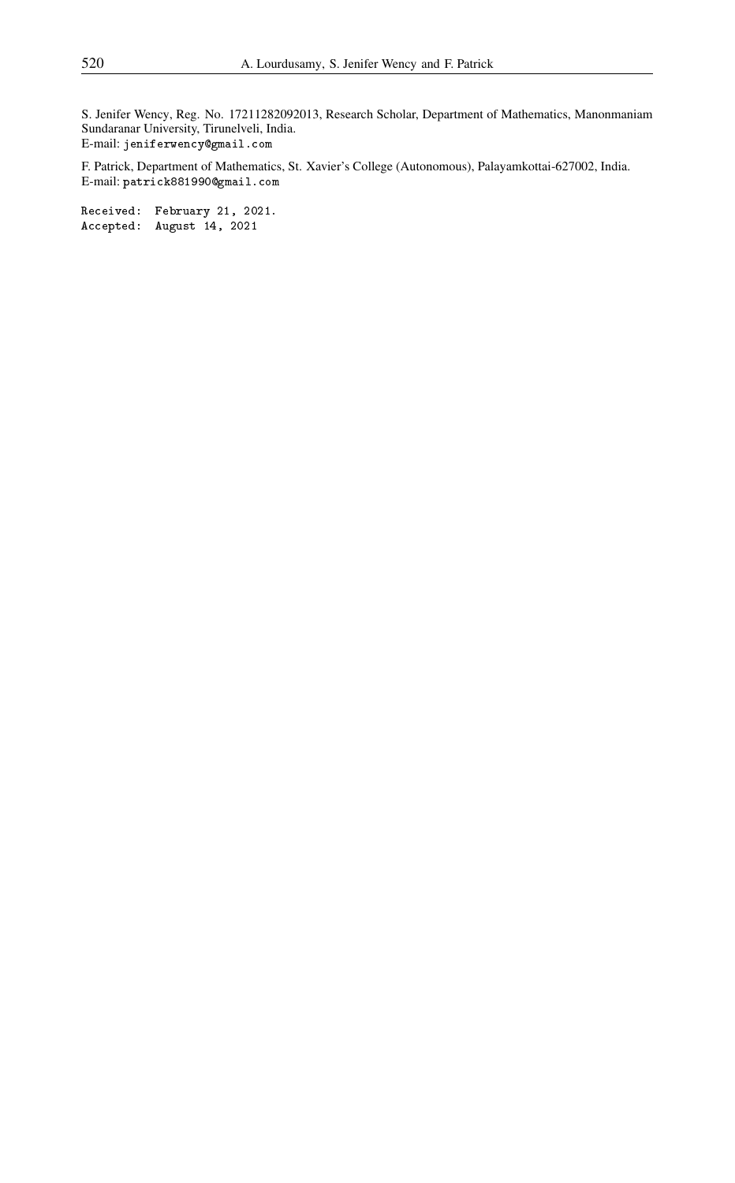S. Jenifer Wency, Reg. No. 17211282092013, Research Scholar, Department of Mathematics, Manonmaniam Sundaranar University, Tirunelveli, India.
E-mail: jeniferwency@gmail.com

F. Patrick, Department of Mathematics, St. Xavier's College (Autonomous), Palayamkottai-627002, India.
E-mail: patrick881990@gmail.com

Received: February 21, 2021.
Accepted: August 14, 2021